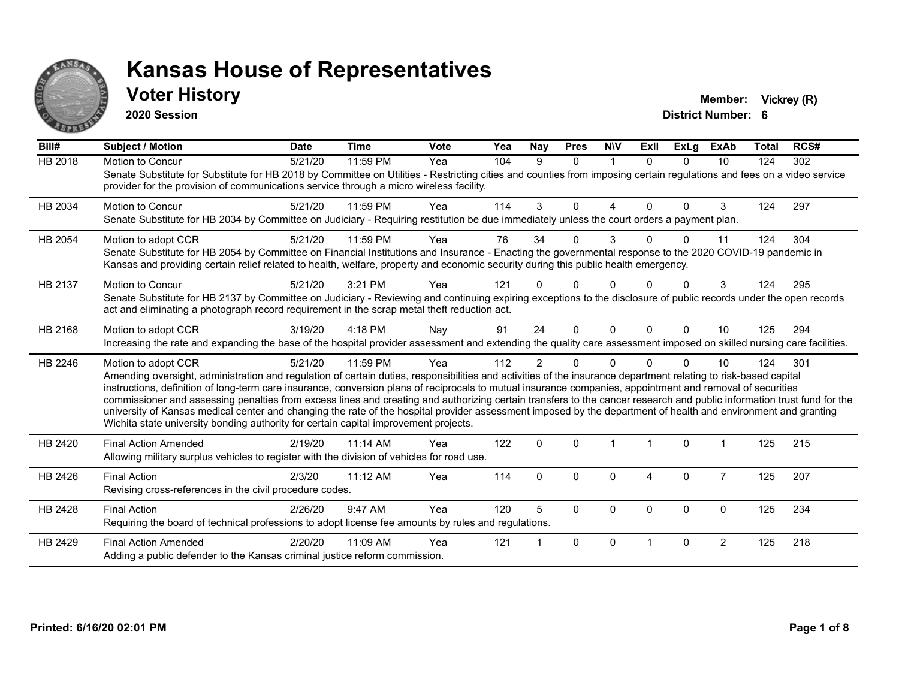# Kansas House of Representatives

## Voter History

**2020 Session**

**Member:** Vickrey (R)
**District Number:** 6

| Bill# | Subject / Motion | Date | Time | Vote | Yea | Nay | Pres | N\V | ExII | ExLg | ExAb | Total | RCS# |
|---|---|---|---|---|---|---|---|---|---|---|---|---|---|
| HB 2018 | Motion to Concur | 5/21/20 | 11:59 PM | Yea | 104 | 9 | 0 | 1 | 0 | 0 | 10 | 124 | 302 |
| | Senate Substitute for Substitute for HB 2018 by Committee on Utilities - Restricting cities and counties from imposing certain regulations and fees on a video service provider for the provision of communications service through a micro wireless facility. | | | | | | | | | | | | |
| HB 2034 | Motion to Concur | 5/21/20 | 11:59 PM | Yea | 114 | 3 | 0 | 4 | 0 | 0 | 3 | 124 | 297 |
| | Senate Substitute for HB 2034 by Committee on Judiciary - Requiring restitution be due immediately unless the court orders a payment plan. | | | | | | | | | | | | |
| HB 2054 | Motion to adopt CCR | 5/21/20 | 11:59 PM | Yea | 76 | 34 | 0 | 3 | 0 | 0 | 11 | 124 | 304 |
| | Senate Substitute for HB 2054 by Committee on Financial Institutions and Insurance - Enacting the governmental response to the 2020 COVID-19 pandemic in Kansas and providing certain relief related to health, welfare, property and economic security during this public health emergency. | | | | | | | | | | | | |
| HB 2137 | Motion to Concur | 5/21/20 | 3:21 PM | Yea | 121 | 0 | 0 | 0 | 0 | 0 | 3 | 124 | 295 |
| | Senate Substitute for HB 2137 by Committee on Judiciary - Reviewing and continuing expiring exceptions to the disclosure of public records under the open records act and eliminating a photograph record requirement in the scrap metal theft reduction act. | | | | | | | | | | | | |
| HB 2168 | Motion to adopt CCR | 3/19/20 | 4:18 PM | Nay | 91 | 24 | 0 | 0 | 0 | 0 | 10 | 125 | 294 |
| | Increasing the rate and expanding the base of the hospital provider assessment and extending the quality care assessment imposed on skilled nursing care facilities. | | | | | | | | | | | | |
| HB 2246 | Motion to adopt CCR | 5/21/20 | 11:59 PM | Yea | 112 | 2 | 0 | 0 | 0 | 0 | 10 | 124 | 301 |
| | Amending oversight, administration and regulation of certain duties, responsibilities and activities of the insurance department relating to risk-based capital instructions, definition of long-term care insurance, conversion plans of reciprocals to mutual insurance companies, appointment and removal of securities commissioner and assessing penalties from excess lines and creating and authorizing certain transfers to the cancer research and public information trust fund for the university of Kansas medical center and changing the rate of the hospital provider assessment imposed by the department of health and environment and granting Wichita state university bonding authority for certain capital improvement projects. | | | | | | | | | | | | |
| HB 2420 | Final Action Amended | 2/19/20 | 11:14 AM | Yea | 122 | 0 | 0 | 1 | 1 | 0 | 1 | 125 | 215 |
| | Allowing military surplus vehicles to register with the division of vehicles for road use. | | | | | | | | | | | | |
| HB 2426 | Final Action | 2/3/20 | 11:12 AM | Yea | 114 | 0 | 0 | 0 | 4 | 0 | 7 | 125 | 207 |
| | Revising cross-references in the civil procedure codes. | | | | | | | | | | | | |
| HB 2428 | Final Action | 2/26/20 | 9:47 AM | Yea | 120 | 5 | 0 | 0 | 0 | 0 | 0 | 125 | 234 |
| | Requiring the board of technical professions to adopt license fee amounts by rules and regulations. | | | | | | | | | | | | |
| HB 2429 | Final Action Amended | 2/20/20 | 11:09 AM | Yea | 121 | 1 | 0 | 0 | 1 | 0 | 2 | 125 | 218 |
| | Adding a public defender to the Kansas criminal justice reform commission. | | | | | | | | | | | | |

Printed: 6/16/20 02:01 PM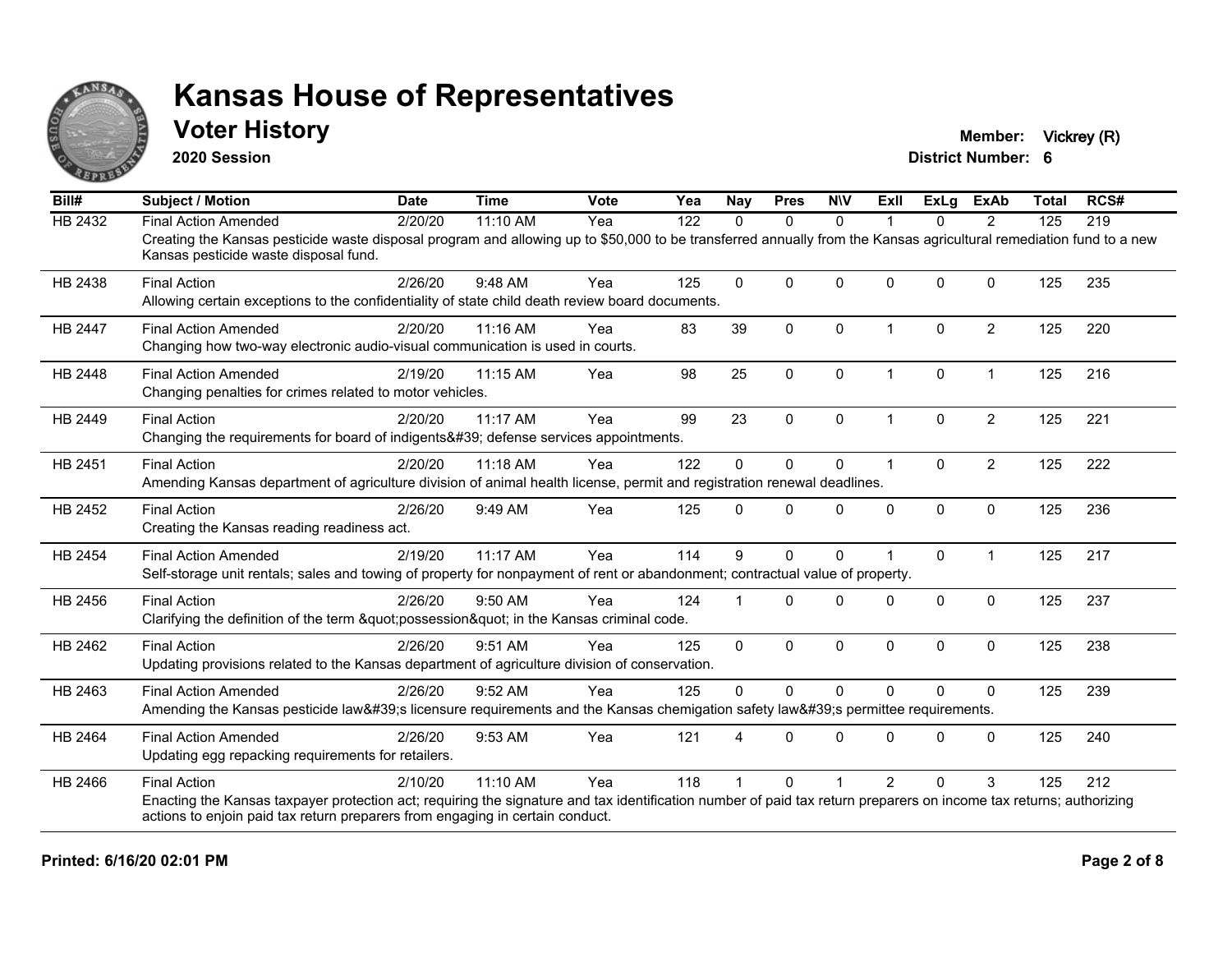# Kansas House of Representatives

## Voter History

**2020 Session**

**Member:** Vickrey (R)

**District Number:** 6

| Bill# | Subject / Motion | Date | Time | Vote | Yea | Nay | Pres | N\V | ExII | ExLg | ExAb | Total | RCS# |
|---|---|---|---|---|---|---|---|---|---|---|---|---|---|
| HB 2432 | Final Action Amended | 2/20/20 | 11:10 AM | Yea | 122 | 0 | 0 | 0 | 1 | 0 | 2 | 125 | 219 |
| | Creating the Kansas pesticide waste disposal program and allowing up to $50,000 to be transferred annually from the Kansas agricultural remediation fund to a new Kansas pesticide waste disposal fund. | | | | | | | | | | | | |
| HB 2438 | Final Action | 2/26/20 | 9:48 AM | Yea | 125 | 0 | 0 | 0 | 0 | 0 | 0 | 125 | 235 |
| | Allowing certain exceptions to the confidentiality of state child death review board documents. | | | | | | | | | | | | |
| HB 2447 | Final Action Amended | 2/20/20 | 11:16 AM | Yea | 83 | 39 | 0 | 0 | 1 | 0 | 2 | 125 | 220 |
| | Changing how two-way electronic audio-visual communication is used in courts. | | | | | | | | | | | | |
| HB 2448 | Final Action Amended | 2/19/20 | 11:15 AM | Yea | 98 | 25 | 0 | 0 | 1 | 0 | 1 | 125 | 216 |
| | Changing penalties for crimes related to motor vehicles. | | | | | | | | | | | | |
| HB 2449 | Final Action | 2/20/20 | 11:17 AM | Yea | 99 | 23 | 0 | 0 | 1 | 0 | 2 | 125 | 221 |
| | Changing the requirements for board of indigents&#39; defense services appointments. | | | | | | | | | | | | |
| HB 2451 | Final Action | 2/20/20 | 11:18 AM | Yea | 122 | 0 | 0 | 0 | 1 | 0 | 2 | 125 | 222 |
| | Amending Kansas department of agriculture division of animal health license, permit and registration renewal deadlines. | | | | | | | | | | | | |
| HB 2452 | Final Action | 2/26/20 | 9:49 AM | Yea | 125 | 0 | 0 | 0 | 0 | 0 | 0 | 125 | 236 |
| | Creating the Kansas reading readiness act. | | | | | | | | | | | | |
| HB 2454 | Final Action Amended | 2/19/20 | 11:17 AM | Yea | 114 | 9 | 0 | 0 | 1 | 0 | 1 | 125 | 217 |
| | Self-storage unit rentals; sales and towing of property for nonpayment of rent or abandonment; contractual value of property. | | | | | | | | | | | | |
| HB 2456 | Final Action | 2/26/20 | 9:50 AM | Yea | 124 | 1 | 0 | 0 | 0 | 0 | 0 | 125 | 237 |
| | Clarifying the definition of the term &quot;possession&quot; in the Kansas criminal code. | | | | | | | | | | | | |
| HB 2462 | Final Action | 2/26/20 | 9:51 AM | Yea | 125 | 0 | 0 | 0 | 0 | 0 | 0 | 125 | 238 |
| | Updating provisions related to the Kansas department of agriculture division of conservation. | | | | | | | | | | | | |
| HB 2463 | Final Action Amended | 2/26/20 | 9:52 AM | Yea | 125 | 0 | 0 | 0 | 0 | 0 | 0 | 125 | 239 |
| | Amending the Kansas pesticide law&#39;s licensure requirements and the Kansas chemigation safety law&#39;s permittee requirements. | | | | | | | | | | | | |
| HB 2464 | Final Action Amended | 2/26/20 | 9:53 AM | Yea | 121 | 4 | 0 | 0 | 0 | 0 | 0 | 125 | 240 |
| | Updating egg repacking requirements for retailers. | | | | | | | | | | | | |
| HB 2466 | Final Action | 2/10/20 | 11:10 AM | Yea | 118 | 1 | 0 | 1 | 2 | 0 | 3 | 125 | 212 |
| | Enacting the Kansas taxpayer protection act; requiring the signature and tax identification number of paid tax return preparers on income tax returns; authorizing actions to enjoin paid tax return preparers from engaging in certain conduct. | | | | | | | | | | | | |

**Printed: 6/16/20 02:01 PM**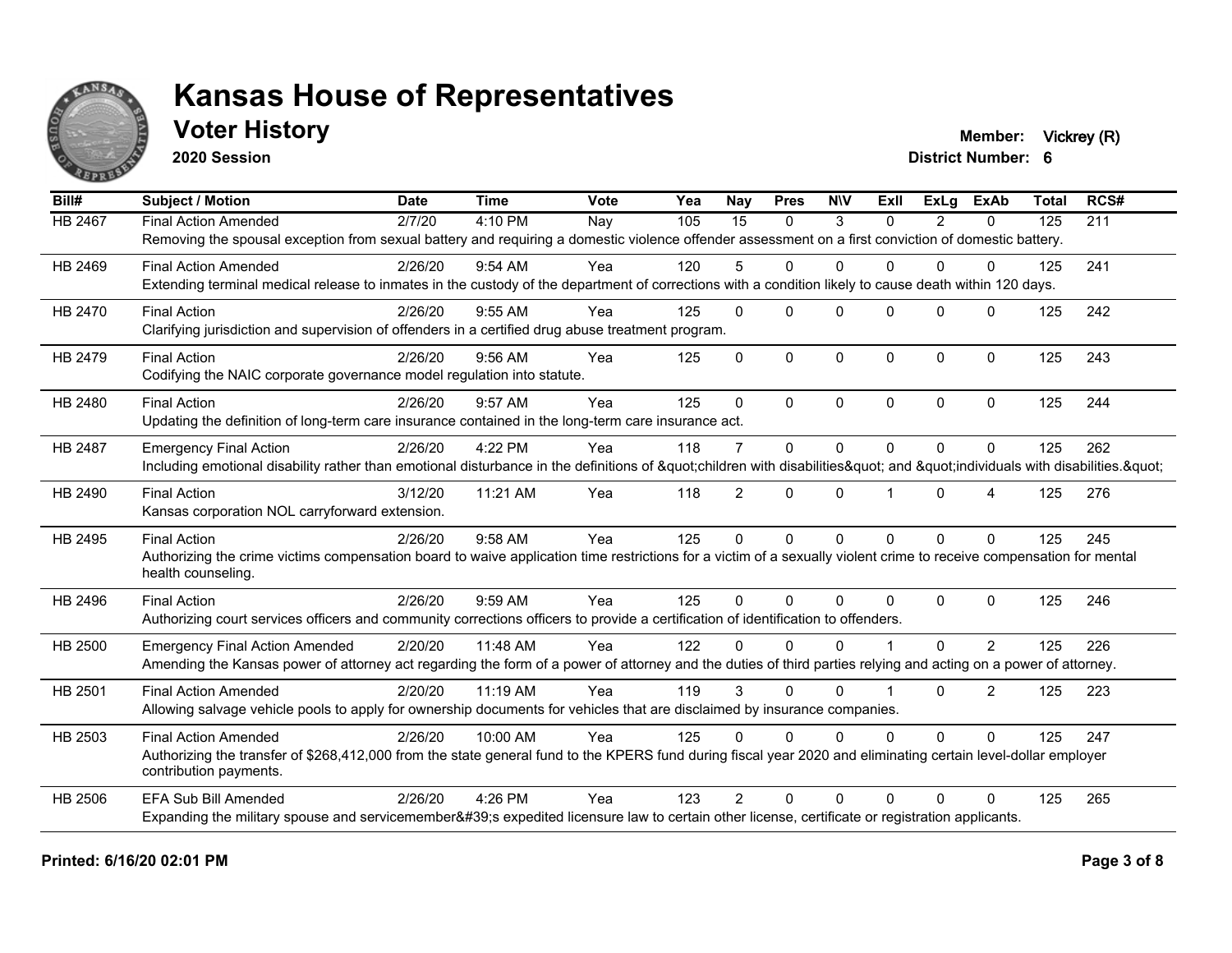# Kansas House of Representatives

## Voter History

**2020 Session**

**Member:** Vickrey (R)
**District Number:** 6

| Bill# | Subject / Motion | Date | Time | Vote | Yea | Nay | Pres | N\V | ExII | ExLg | ExAb | Total | RCS# |
|---|---|---|---|---|---|---|---|---|---|---|---|---|---|
| HB 2467 | Final Action Amended | 2/7/20 | 4:10 PM | Nay | 105 | 15 | 0 | 3 | 0 | 2 | 0 | 125 | 211 |
| | Removing the spousal exception from sexual battery and requiring a domestic violence offender assessment on a first conviction of domestic battery. | | | | | | | | | | | | |
| HB 2469 | Final Action Amended | 2/26/20 | 9:54 AM | Yea | 120 | 5 | 0 | 0 | 0 | 0 | 0 | 125 | 241 |
| | Extending terminal medical release to inmates in the custody of the department of corrections with a condition likely to cause death within 120 days. | | | | | | | | | | | | |
| HB 2470 | Final Action | 2/26/20 | 9:55 AM | Yea | 125 | 0 | 0 | 0 | 0 | 0 | 0 | 125 | 242 |
| | Clarifying jurisdiction and supervision of offenders in a certified drug abuse treatment program. | | | | | | | | | | | | |
| HB 2479 | Final Action | 2/26/20 | 9:56 AM | Yea | 125 | 0 | 0 | 0 | 0 | 0 | 0 | 125 | 243 |
| | Codifying the NAIC corporate governance model regulation into statute. | | | | | | | | | | | | |
| HB 2480 | Final Action | 2/26/20 | 9:57 AM | Yea | 125 | 0 | 0 | 0 | 0 | 0 | 0 | 125 | 244 |
| | Updating the definition of long-term care insurance contained in the long-term care insurance act. | | | | | | | | | | | | |
| HB 2487 | Emergency Final Action | 2/26/20 | 4:22 PM | Yea | 118 | 7 | 0 | 0 | 0 | 0 | 0 | 125 | 262 |
| | Including emotional disability rather than emotional disturbance in the definitions of &quot;children with disabilities&quot; and &quot;individuals with disabilities.&quot; | | | | | | | | | | | | |
| HB 2490 | Final Action | 3/12/20 | 11:21 AM | Yea | 118 | 2 | 0 | 0 | 1 | 0 | 4 | 125 | 276 |
| | Kansas corporation NOL carryforward extension. | | | | | | | | | | | | |
| HB 2495 | Final Action | 2/26/20 | 9:58 AM | Yea | 125 | 0 | 0 | 0 | 0 | 0 | 0 | 125 | 245 |
| | Authorizing the crime victims compensation board to waive application time restrictions for a victim of a sexually violent crime to receive compensation for mental health counseling. | | | | | | | | | | | | |
| HB 2496 | Final Action | 2/26/20 | 9:59 AM | Yea | 125 | 0 | 0 | 0 | 0 | 0 | 0 | 125 | 246 |
| | Authorizing court services officers and community corrections officers to provide a certification of identification to offenders. | | | | | | | | | | | | |
| HB 2500 | Emergency Final Action Amended | 2/20/20 | 11:48 AM | Yea | 122 | 0 | 0 | 0 | 1 | 0 | 2 | 125 | 226 |
| | Amending the Kansas power of attorney act regarding the form of a power of attorney and the duties of third parties relying and acting on a power of attorney. | | | | | | | | | | | | |
| HB 2501 | Final Action Amended | 2/20/20 | 11:19 AM | Yea | 119 | 3 | 0 | 0 | 1 | 0 | 2 | 125 | 223 |
| | Allowing salvage vehicle pools to apply for ownership documents for vehicles that are disclaimed by insurance companies. | | | | | | | | | | | | |
| HB 2503 | Final Action Amended | 2/26/20 | 10:00 AM | Yea | 125 | 0 | 0 | 0 | 0 | 0 | 0 | 125 | 247 |
| | Authorizing the transfer of $268,412,000 from the state general fund to the KPERS fund during fiscal year 2020 and eliminating certain level-dollar employer contribution payments. | | | | | | | | | | | | |
| HB 2506 | EFA Sub Bill Amended | 2/26/20 | 4:26 PM | Yea | 123 | 2 | 0 | 0 | 0 | 0 | 0 | 125 | 265 |
| | Expanding the military spouse and servicemember&#39;s expedited licensure law to certain other license, certificate or registration applicants. | | | | | | | | | | | | |

**Printed: 6/16/20 02:01 PM**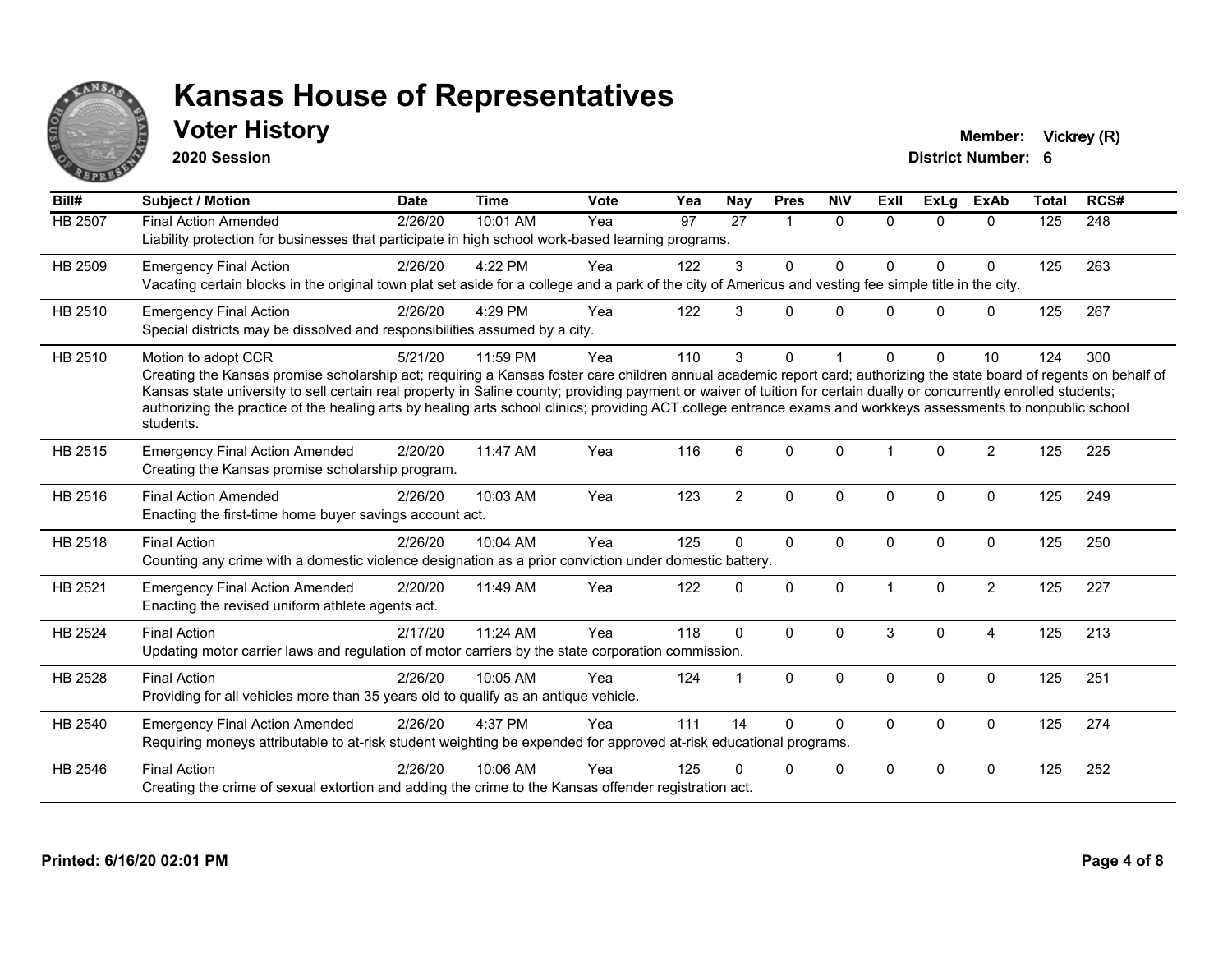# Kansas House of Representatives

## Voter History

**2020 Session**

**Member:** Vickrey (R)

**District Number:** 6

| Bill# | Subject / Motion | Date | Time | Vote | Yea | Nay | Pres | N\V | ExII | ExLg | ExAb | Total | RCS# |
|---|---|---|---|---|---|---|---|---|---|---|---|---|---|
| HB 2507 | Final Action Amended | 2/26/20 | 10:01 AM | Yea | 97 | 27 | 1 | 0 | 0 | 0 | 0 | 125 | 248 |
| | Liability protection for businesses that participate in high school work-based learning programs. | | | | | | | | | | | | |
| HB 2509 | Emergency Final Action | 2/26/20 | 4:22 PM | Yea | 122 | 3 | 0 | 0 | 0 | 0 | 0 | 125 | 263 |
| | Vacating certain blocks in the original town plat set aside for a college and a park of the city of Americus and vesting fee simple title in the city. | | | | | | | | | | | | |
| HB 2510 | Emergency Final Action | 2/26/20 | 4:29 PM | Yea | 122 | 3 | 0 | 0 | 0 | 0 | 0 | 125 | 267 |
| | Special districts may be dissolved and responsibilities assumed by a city. | | | | | | | | | | | | |
| HB 2510 | Motion to adopt CCR | 5/21/20 | 11:59 PM | Yea | 110 | 3 | 0 | 1 | 0 | 0 | 10 | 124 | 300 |
| | Creating the Kansas promise scholarship act; requiring a Kansas foster care children annual academic report card; authorizing the state board of regents on behalf of Kansas state university to sell certain real property in Saline county; providing payment or waiver of tuition for certain dually or concurrently enrolled students; authorizing the practice of the healing arts by healing arts school clinics; providing ACT college entrance exams and workkeys assessments to nonpublic school students. | | | | | | | | | | | | |
| HB 2515 | Emergency Final Action Amended | 2/20/20 | 11:47 AM | Yea | 116 | 6 | 0 | 0 | 1 | 0 | 2 | 125 | 225 |
| | Creating the Kansas promise scholarship program. | | | | | | | | | | | | |
| HB 2516 | Final Action Amended | 2/26/20 | 10:03 AM | Yea | 123 | 2 | 0 | 0 | 0 | 0 | 0 | 125 | 249 |
| | Enacting the first-time home buyer savings account act. | | | | | | | | | | | | |
| HB 2518 | Final Action | 2/26/20 | 10:04 AM | Yea | 125 | 0 | 0 | 0 | 0 | 0 | 0 | 125 | 250 |
| | Counting any crime with a domestic violence designation as a prior conviction under domestic battery. | | | | | | | | | | | | |
| HB 2521 | Emergency Final Action Amended | 2/20/20 | 11:49 AM | Yea | 122 | 0 | 0 | 0 | 1 | 0 | 2 | 125 | 227 |
| | Enacting the revised uniform athlete agents act. | | | | | | | | | | | | |
| HB 2524 | Final Action | 2/17/20 | 11:24 AM | Yea | 118 | 0 | 0 | 0 | 3 | 0 | 4 | 125 | 213 |
| | Updating motor carrier laws and regulation of motor carriers by the state corporation commission. | | | | | | | | | | | | |
| HB 2528 | Final Action | 2/26/20 | 10:05 AM | Yea | 124 | 1 | 0 | 0 | 0 | 0 | 0 | 125 | 251 |
| | Providing for all vehicles more than 35 years old to qualify as an antique vehicle. | | | | | | | | | | | | |
| HB 2540 | Emergency Final Action Amended | 2/26/20 | 4:37 PM | Yea | 111 | 14 | 0 | 0 | 0 | 0 | 0 | 125 | 274 |
| | Requiring moneys attributable to at-risk student weighting be expended for approved at-risk educational programs. | | | | | | | | | | | | |
| HB 2546 | Final Action | 2/26/20 | 10:06 AM | Yea | 125 | 0 | 0 | 0 | 0 | 0 | 0 | 125 | 252 |
| | Creating the crime of sexual extortion and adding the crime to the Kansas offender registration act. | | | | | | | | | | | | |

**Printed: 6/16/20 02:01 PM**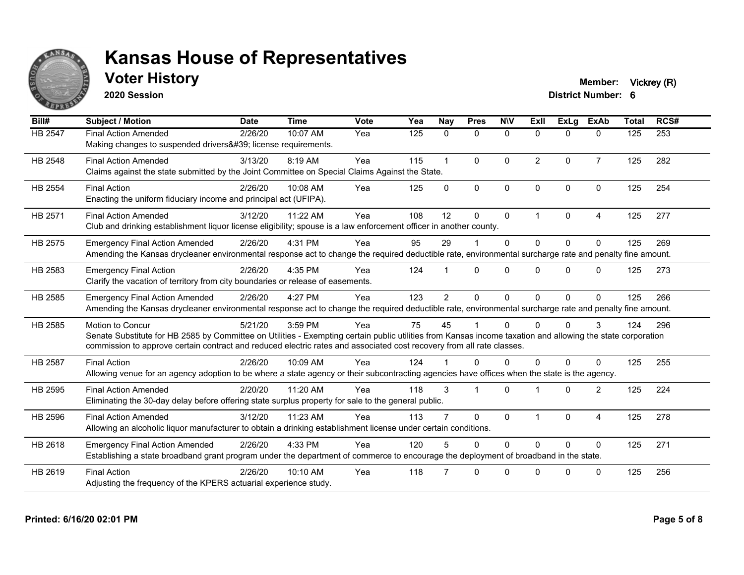# Kansas House of Representatives

## Voter History

**2020 Session**

**Member:** Vickrey (R)

**District Number:** 6

| Bill# | Subject / Motion | Date | Time | Vote | Yea | Nay | Pres | N\V | ExII | ExLg | ExAb | Total | RCS# |
|---|---|---|---|---|---|---|---|---|---|---|---|---|---|
| HB 2547 | Final Action Amended | 2/26/20 | 10:07 AM | Yea | 125 | 0 | 0 | 0 | 0 | 0 | 0 | 125 | 253 |
| | Making changes to suspended drivers&#39; license requirements. | | | | | | | | | | | | |
| HB 2548 | Final Action Amended | 3/13/20 | 8:19 AM | Yea | 115 | 1 | 0 | 0 | 2 | 0 | 7 | 125 | 282 |
| | Claims against the state submitted by the Joint Committee on Special Claims Against the State. | | | | | | | | | | | | |
| HB 2554 | Final Action | 2/26/20 | 10:08 AM | Yea | 125 | 0 | 0 | 0 | 0 | 0 | 0 | 125 | 254 |
| | Enacting the uniform fiduciary income and principal act (UFIPA). | | | | | | | | | | | | |
| HB 2571 | Final Action Amended | 3/12/20 | 11:22 AM | Yea | 108 | 12 | 0 | 0 | 1 | 0 | 4 | 125 | 277 |
| | Club and drinking establishment liquor license eligibility; spouse is a law enforcement officer in another county. | | | | | | | | | | | | |
| HB 2575 | Emergency Final Action Amended | 2/26/20 | 4:31 PM | Yea | 95 | 29 | 1 | 0 | 0 | 0 | 0 | 125 | 269 |
| | Amending the Kansas drycleaner environmental response act to change the required deductible rate, environmental surcharge rate and penalty fine amount. | | | | | | | | | | | | |
| HB 2583 | Emergency Final Action | 2/26/20 | 4:35 PM | Yea | 124 | 1 | 0 | 0 | 0 | 0 | 0 | 125 | 273 |
| | Clarify the vacation of territory from city boundaries or release of easements. | | | | | | | | | | | | |
| HB 2585 | Emergency Final Action Amended | 2/26/20 | 4:27 PM | Yea | 123 | 2 | 0 | 0 | 0 | 0 | 0 | 125 | 266 |
| | Amending the Kansas drycleaner environmental response act to change the required deductible rate, environmental surcharge rate and penalty fine amount. | | | | | | | | | | | | |
| HB 2585 | Motion to Concur | 5/21/20 | 3:59 PM | Yea | 75 | 45 | 1 | 0 | 0 | 0 | 3 | 124 | 296 |
| | Senate Substitute for HB 2585 by Committee on Utilities - Exempting certain public utilities from Kansas income taxation and allowing the state corporation commission to approve certain contract and reduced electric rates and associated cost recovery from all rate classes. | | | | | | | | | | | | |
| HB 2587 | Final Action | 2/26/20 | 10:09 AM | Yea | 124 | 1 | 0 | 0 | 0 | 0 | 0 | 125 | 255 |
| | Allowing venue for an agency adoption to be where a state agency or their subcontracting agencies have offices when the state is the agency. | | | | | | | | | | | | |
| HB 2595 | Final Action Amended | 2/20/20 | 11:20 AM | Yea | 118 | 3 | 1 | 0 | 1 | 0 | 2 | 125 | 224 |
| | Eliminating the 30-day delay before offering state surplus property for sale to the general public. | | | | | | | | | | | | |
| HB 2596 | Final Action Amended | 3/12/20 | 11:23 AM | Yea | 113 | 7 | 0 | 0 | 1 | 0 | 4 | 125 | 278 |
| | Allowing an alcoholic liquor manufacturer to obtain a drinking establishment license under certain conditions. | | | | | | | | | | | | |
| HB 2618 | Emergency Final Action Amended | 2/26/20 | 4:33 PM | Yea | 120 | 5 | 0 | 0 | 0 | 0 | 0 | 125 | 271 |
| | Establishing a state broadband grant program under the department of commerce to encourage the deployment of broadband in the state. | | | | | | | | | | | | |
| HB 2619 | Final Action | 2/26/20 | 10:10 AM | Yea | 118 | 7 | 0 | 0 | 0 | 0 | 0 | 125 | 256 |
| | Adjusting the frequency of the KPERS actuarial experience study. | | | | | | | | | | | | |

**Printed: 6/16/20 02:01 PM**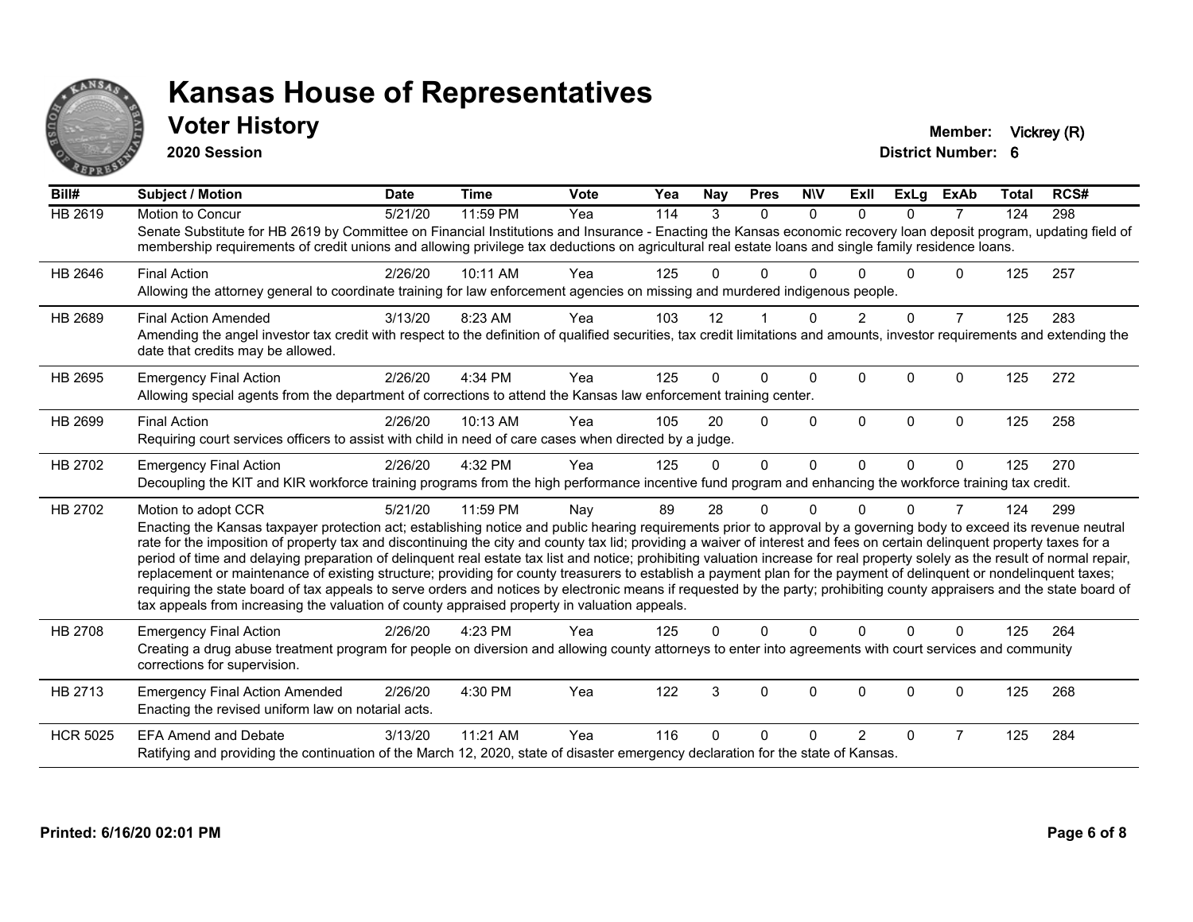# Kansas House of Representatives

## Voter History

**2020 Session**

**Member:** Vickrey (R)
**District Number:** 6

| Bill# | Subject / Motion | Date | Time | Vote | Yea | Nay | Pres | N\V | ExII | ExLg | ExAb | Total | RCS# |
|---|---|---|---|---|---|---|---|---|---|---|---|---|---|
| HB 2619 | Motion to Concur | 5/21/20 | 11:59 PM | Yea | 114 | 3 | 0 | 0 | 0 | 0 | 7 | 124 | 298 |
| | Senate Substitute for HB 2619 by Committee on Financial Institutions and Insurance - Enacting the Kansas economic recovery loan deposit program, updating field of membership requirements of credit unions and allowing privilege tax deductions on agricultural real estate loans and single family residence loans. | | | | | | | | | | | | |
| HB 2646 | Final Action | 2/26/20 | 10:11 AM | Yea | 125 | 0 | 0 | 0 | 0 | 0 | 0 | 125 | 257 |
| | Allowing the attorney general to coordinate training for law enforcement agencies on missing and murdered indigenous people. | | | | | | | | | | | | |
| HB 2689 | Final Action Amended | 3/13/20 | 8:23 AM | Yea | 103 | 12 | 1 | 0 | 2 | 0 | 7 | 125 | 283 |
| | Amending the angel investor tax credit with respect to the definition of qualified securities, tax credit limitations and amounts, investor requirements and extending the date that credits may be allowed. | | | | | | | | | | | | |
| HB 2695 | Emergency Final Action | 2/26/20 | 4:34 PM | Yea | 125 | 0 | 0 | 0 | 0 | 0 | 0 | 125 | 272 |
| | Allowing special agents from the department of corrections to attend the Kansas law enforcement training center. | | | | | | | | | | | | |
| HB 2699 | Final Action | 2/26/20 | 10:13 AM | Yea | 105 | 20 | 0 | 0 | 0 | 0 | 0 | 125 | 258 |
| | Requiring court services officers to assist with child in need of care cases when directed by a judge. | | | | | | | | | | | | |
| HB 2702 | Emergency Final Action | 2/26/20 | 4:32 PM | Yea | 125 | 0 | 0 | 0 | 0 | 0 | 0 | 125 | 270 |
| | Decoupling the KIT and KIR workforce training programs from the high performance incentive fund program and enhancing the workforce training tax credit. | | | | | | | | | | | | |
| HB 2702 | Motion to adopt CCR | 5/21/20 | 11:59 PM | Nay | 89 | 28 | 0 | 0 | 0 | 0 | 7 | 124 | 299 |
| | Enacting the Kansas taxpayer protection act; establishing notice and public hearing requirements prior to approval by a governing body to exceed its revenue neutral rate for the imposition of property tax and discontinuing the city and county tax lid; providing a waiver of interest and fees on certain delinquent property taxes for a period of time and delaying preparation of delinquent real estate tax list and notice; prohibiting valuation increase for real property solely as the result of normal repair, replacement or maintenance of existing structure; providing for county treasurers to establish a payment plan for the payment of delinquent or nondelinquent taxes; requiring the state board of tax appeals to serve orders and notices by electronic means if requested by the party; prohibiting county appraisers and the state board of tax appeals from increasing the valuation of county appraised property in valuation appeals. | | | | | | | | | | | | |
| HB 2708 | Emergency Final Action | 2/26/20 | 4:23 PM | Yea | 125 | 0 | 0 | 0 | 0 | 0 | 0 | 125 | 264 |
| | Creating a drug abuse treatment program for people on diversion and allowing county attorneys to enter into agreements with court services and community corrections for supervision. | | | | | | | | | | | | |
| HB 2713 | Emergency Final Action Amended | 2/26/20 | 4:30 PM | Yea | 122 | 3 | 0 | 0 | 0 | 0 | 0 | 125 | 268 |
| | Enacting the revised uniform law on notarial acts. | | | | | | | | | | | | |
| HCR 5025 | EFA Amend and Debate | 3/13/20 | 11:21 AM | Yea | 116 | 0 | 0 | 0 | 2 | 0 | 7 | 125 | 284 |
| | Ratifying and providing the continuation of the March 12, 2020, state of disaster emergency declaration for the state of Kansas. | | | | | | | | | | | | |

**Printed: 6/16/20 02:01 PM**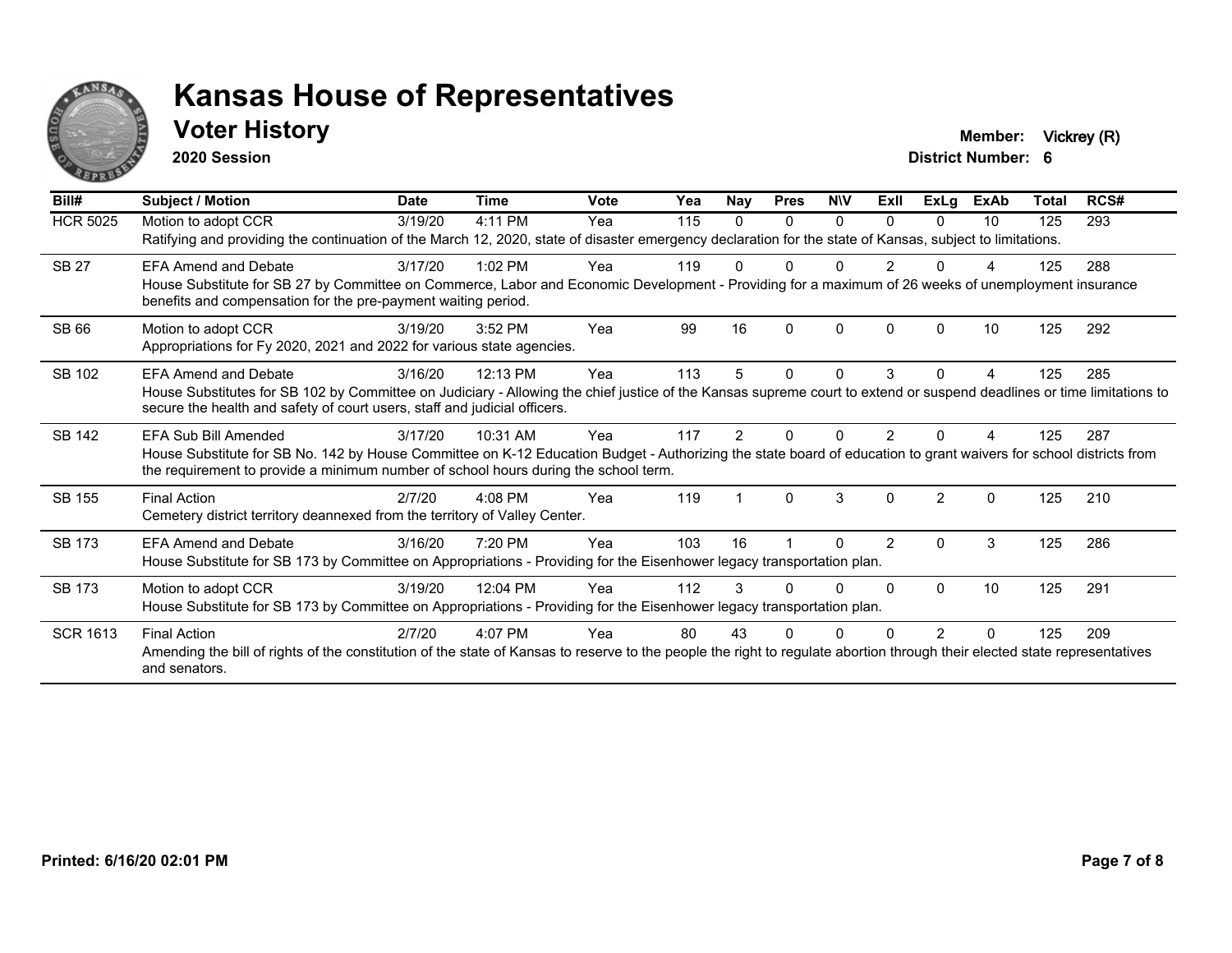# Kansas House of Representatives

## Voter History

**2020 Session**

**Member:** Vickrey (R)
**District Number:** 6

| Bill# | Subject / Motion | Date | Time | Vote | Yea | Nay | Pres | N\V | ExII | ExLg | ExAb | Total | RCS# |
|---|---|---|---|---|---|---|---|---|---|---|---|---|---|
| HCR 5025 | Motion to adopt CCR | 3/19/20 | 4:11 PM | Yea | 115 | 0 | 0 | 0 | 0 | 0 | 10 | 125 | 293 |
| | Ratifying and providing the continuation of the March 12, 2020, state of disaster emergency declaration for the state of Kansas, subject to limitations. | | | | | | | | | | | | |
| SB 27 | EFA Amend and Debate | 3/17/20 | 1:02 PM | Yea | 119 | 0 | 0 | 0 | 2 | 0 | 4 | 125 | 288 |
| | House Substitute for SB 27 by Committee on Commerce, Labor and Economic Development - Providing for a maximum of 26 weeks of unemployment insurance benefits and compensation for the pre-payment waiting period. | | | | | | | | | | | | |
| SB 66 | Motion to adopt CCR | 3/19/20 | 3:52 PM | Yea | 99 | 16 | 0 | 0 | 0 | 0 | 10 | 125 | 292 |
| | Appropriations for Fy 2020, 2021 and 2022 for various state agencies. | | | | | | | | | | | | |
| SB 102 | EFA Amend and Debate | 3/16/20 | 12:13 PM | Yea | 113 | 5 | 0 | 0 | 3 | 0 | 4 | 125 | 285 |
| | House Substitutes for SB 102 by Committee on Judiciary - Allowing the chief justice of the Kansas supreme court to extend or suspend deadlines or time limitations to secure the health and safety of court users, staff and judicial officers. | | | | | | | | | | | | |
| SB 142 | EFA Sub Bill Amended | 3/17/20 | 10:31 AM | Yea | 117 | 2 | 0 | 0 | 2 | 0 | 4 | 125 | 287 |
| | House Substitute for SB No. 142 by House Committee on K-12 Education Budget - Authorizing the state board of education to grant waivers for school districts from the requirement to provide a minimum number of school hours during the school term. | | | | | | | | | | | | |
| SB 155 | Final Action | 2/7/20 | 4:08 PM | Yea | 119 | 1 | 0 | 3 | 0 | 2 | 0 | 125 | 210 |
| | Cemetery district territory deannexed from the territory of Valley Center. | | | | | | | | | | | | |
| SB 173 | EFA Amend and Debate | 3/16/20 | 7:20 PM | Yea | 103 | 16 | 1 | 0 | 2 | 0 | 3 | 125 | 286 |
| | House Substitute for SB 173 by Committee on Appropriations - Providing for the Eisenhower legacy transportation plan. | | | | | | | | | | | | |
| SB 173 | Motion to adopt CCR | 3/19/20 | 12:04 PM | Yea | 112 | 3 | 0 | 0 | 0 | 0 | 10 | 125 | 291 |
| | House Substitute for SB 173 by Committee on Appropriations - Providing for the Eisenhower legacy transportation plan. | | | | | | | | | | | | |
| SCR 1613 | Final Action | 2/7/20 | 4:07 PM | Yea | 80 | 43 | 0 | 0 | 0 | 2 | 0 | 125 | 209 |
| | Amending the bill of rights of the constitution of the state of Kansas to reserve to the people the right to regulate abortion through their elected state representatives and senators. | | | | | | | | | | | | |

**Printed: 6/16/20 02:01 PM**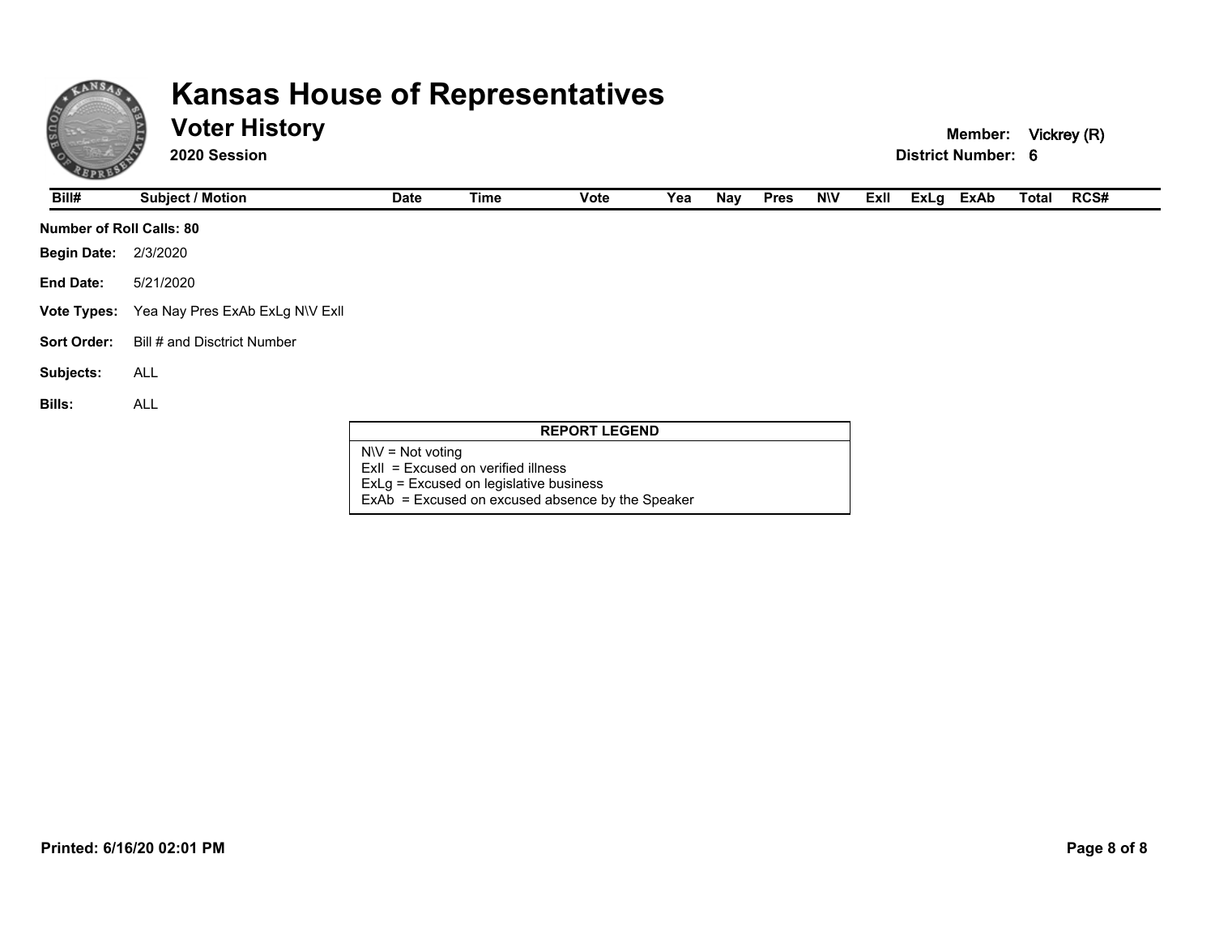# Kansas House of Representatives

## Voter History

**2020 Session**

**Member:** Vickrey (R)
**District Number:** 6

| Bill# | Subject / Motion | Date | Time | Vote | Yea | Nay | Pres | N\V | ExIl | ExLg | ExAb | Total | RCS# |
|---|---|---|---|---|---|---|---|---|---|---|---|---|---|

**Number of Roll Calls: 80**

**Begin Date:** 2/3/2020

**End Date:** 5/21/2020

**Vote Types:** Yea Nay Pres ExAb ExLg N\V ExIl

**Sort Order:** Bill # and Disctrict Number

**Subjects:** ALL

**Bills:** ALL

| REPORT LEGEND |
|---|
| N\V = Not voting |
| ExIl = Excused on verified illness |
| ExLg = Excused on legislative business |
| ExAb = Excused on excused absence by the Speaker |

Printed: 6/16/20 02:01 PM